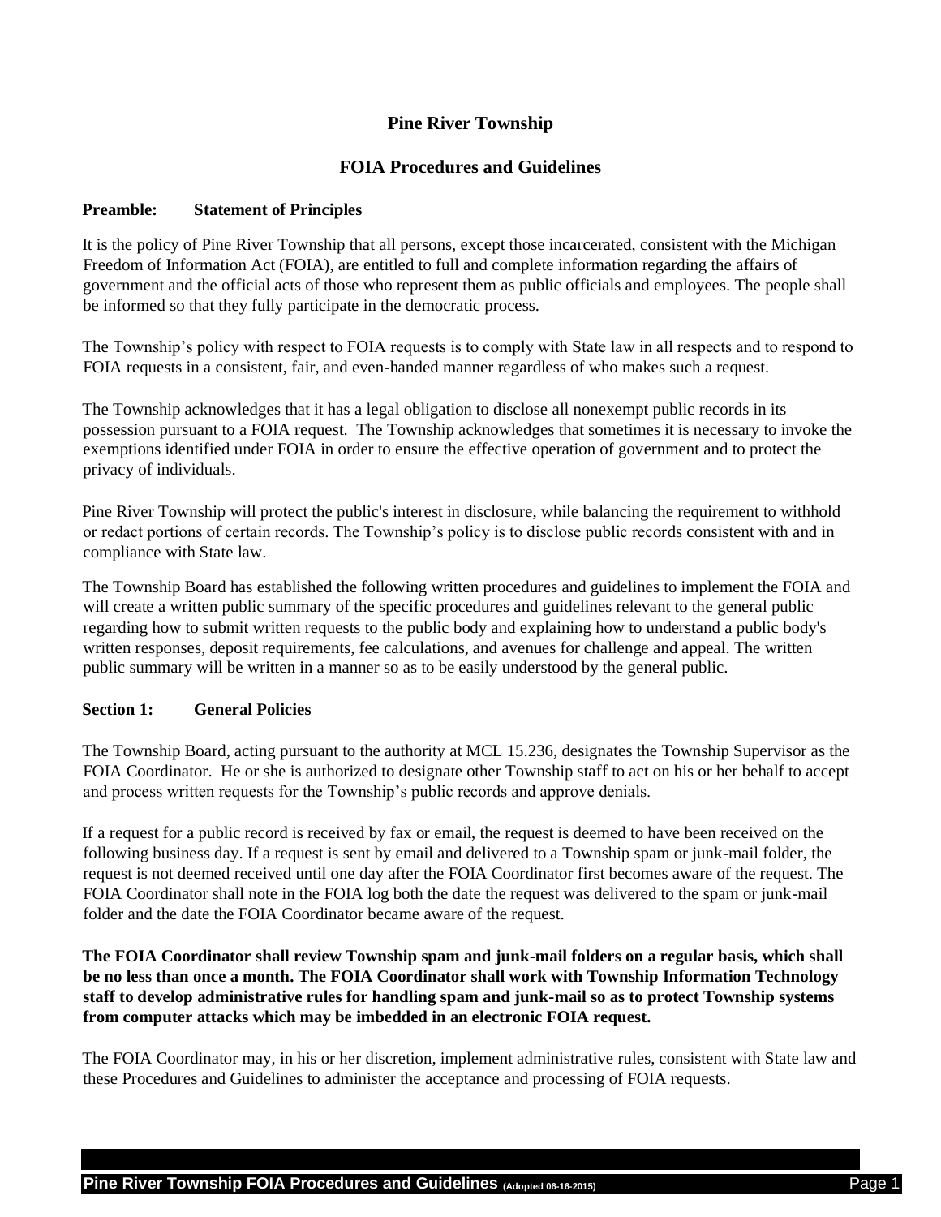# Pine River Township

## FOIA Procedures and Guidelines

### Preamble: Statement of Principles

It is the policy of Pine River Township that all persons, except those incarcerated, consistent with the Michigan Freedom of Information Act (FOIA), are entitled to full and complete information regarding the affairs of government and the official acts of those who represent them as public officials and employees. The people shall be informed so that they fully participate in the democratic process.

The Township's policy with respect to FOIA requests is to comply with State law in all respects and to respond to FOIA requests in a consistent, fair, and even-handed manner regardless of who makes such a request.

The Township acknowledges that it has a legal obligation to disclose all nonexempt public records in its possession pursuant to a FOIA request. The Township acknowledges that sometimes it is necessary to invoke the exemptions identified under FOIA in order to ensure the effective operation of government and to protect the privacy of individuals.

Pine River Township will protect the public's interest in disclosure, while balancing the requirement to withhold or redact portions of certain records. The Township's policy is to disclose public records consistent with and in compliance with State law.

The Township Board has established the following written procedures and guidelines to implement the FOIA and will create a written public summary of the specific procedures and guidelines relevant to the general public regarding how to submit written requests to the public body and explaining how to understand a public body's written responses, deposit requirements, fee calculations, and avenues for challenge and appeal. The written public summary will be written in a manner so as to be easily understood by the general public.

### Section 1: General Policies

The Township Board, acting pursuant to the authority at MCL 15.236, designates the Township Supervisor as the FOIA Coordinator. He or she is authorized to designate other Township staff to act on his or her behalf to accept and process written requests for the Township's public records and approve denials.

If a request for a public record is received by fax or email, the request is deemed to have been received on the following business day. If a request is sent by email and delivered to a Township spam or junk-mail folder, the request is not deemed received until one day after the FOIA Coordinator first becomes aware of the request. The FOIA Coordinator shall note in the FOIA log both the date the request was delivered to the spam or junk-mail folder and the date the FOIA Coordinator became aware of the request.

**The FOIA Coordinator shall review Township spam and junk-mail folders on a regular basis, which shall be no less than once a month. The FOIA Coordinator shall work with Township Information Technology staff to develop administrative rules for handling spam and junk-mail so as to protect Township systems from computer attacks which may be imbedded in an electronic FOIA request.**

The FOIA Coordinator may, in his or her discretion, implement administrative rules, consistent with State law and these Procedures and Guidelines to administer the acceptance and processing of FOIA requests.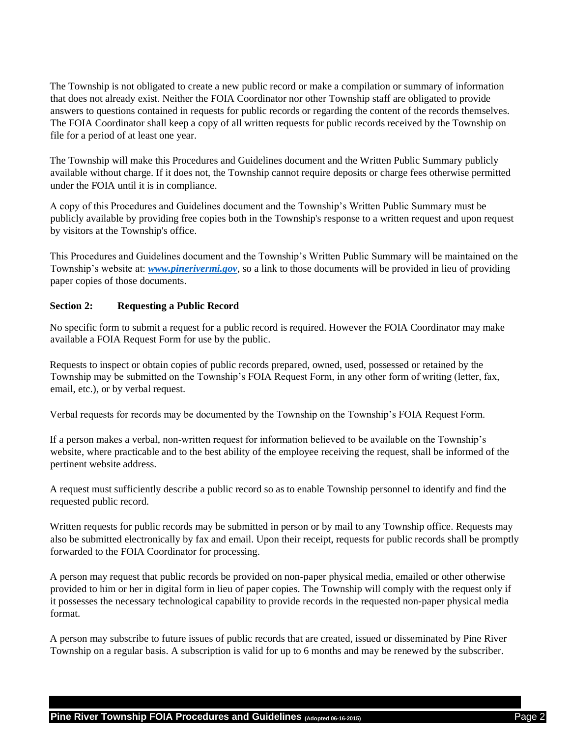The Township is not obligated to create a new public record or make a compilation or summary of information that does not already exist. Neither the FOIA Coordinator nor other Township staff are obligated to provide answers to questions contained in requests for public records or regarding the content of the records themselves. The FOIA Coordinator shall keep a copy of all written requests for public records received by the Township on file for a period of at least one year.

The Township will make this Procedures and Guidelines document and the Written Public Summary publicly available without charge. If it does not, the Township cannot require deposits or charge fees otherwise permitted under the FOIA until it is in compliance.

A copy of this Procedures and Guidelines document and the Township's Written Public Summary must be publicly available by providing free copies both in the Township's response to a written request and upon request by visitors at the Township's office.

This Procedures and Guidelines document and the Township's Written Public Summary will be maintained on the Township's website at: ***www.pinerivermi.gov***, so a link to those documents will be provided in lieu of providing paper copies of those documents.

### Section 2: Requesting a Public Record

No specific form to submit a request for a public record is required. However the FOIA Coordinator may make available a FOIA Request Form for use by the public.

Requests to inspect or obtain copies of public records prepared, owned, used, possessed or retained by the Township may be submitted on the Township's FOIA Request Form, in any other form of writing (letter, fax, email, etc.), or by verbal request.

Verbal requests for records may be documented by the Township on the Township's FOIA Request Form.

If a person makes a verbal, non-written request for information believed to be available on the Township's website, where practicable and to the best ability of the employee receiving the request, shall be informed of the pertinent website address.

A request must sufficiently describe a public record so as to enable Township personnel to identify and find the requested public record.

Written requests for public records may be submitted in person or by mail to any Township office. Requests may also be submitted electronically by fax and email. Upon their receipt, requests for public records shall be promptly forwarded to the FOIA Coordinator for processing.

A person may request that public records be provided on non-paper physical media, emailed or other otherwise provided to him or her in digital form in lieu of paper copies. The Township will comply with the request only if it possesses the necessary technological capability to provide records in the requested non-paper physical media format.

A person may subscribe to future issues of public records that are created, issued or disseminated by Pine River Township on a regular basis. A subscription is valid for up to 6 months and may be renewed by the subscriber.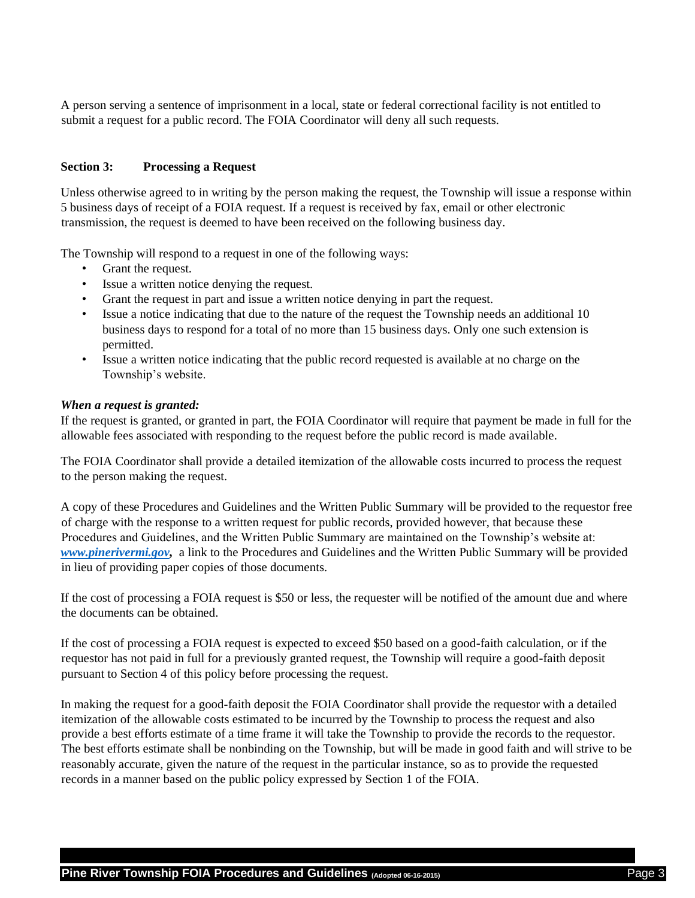A person serving a sentence of imprisonment in a local, state or federal correctional facility is not entitled to submit a request for a public record. The FOIA Coordinator will deny all such requests.

### Section 3: Processing a Request

Unless otherwise agreed to in writing by the person making the request, the Township will issue a response within 5 business days of receipt of a FOIA request. If a request is received by fax, email or other electronic transmission, the request is deemed to have been received on the following business day.

The Township will respond to a request in one of the following ways:

- Grant the request.
- Issue a written notice denying the request.
- Grant the request in part and issue a written notice denying in part the request.
- Issue a notice indicating that due to the nature of the request the Township needs an additional 10 business days to respond for a total of no more than 15 business days. Only one such extension is permitted.
- Issue a written notice indicating that the public record requested is available at no charge on the Township's website.

***When a request is granted:***

If the request is granted, or granted in part, the FOIA Coordinator will require that payment be made in full for the allowable fees associated with responding to the request before the public record is made available.

The FOIA Coordinator shall provide a detailed itemization of the allowable costs incurred to process the request to the person making the request.

A copy of these Procedures and Guidelines and the Written Public Summary will be provided to the requestor free of charge with the response to a written request for public records, provided however, that because these Procedures and Guidelines, and the Written Public Summary are maintained on the Township's website at: ***www.pinerivermi.gov,*** a link to the Procedures and Guidelines and the Written Public Summary will be provided in lieu of providing paper copies of those documents.

If the cost of processing a FOIA request is $50 or less, the requester will be notified of the amount due and where the documents can be obtained.

If the cost of processing a FOIA request is expected to exceed $50 based on a good-faith calculation, or if the requestor has not paid in full for a previously granted request, the Township will require a good-faith deposit pursuant to Section 4 of this policy before processing the request.

In making the request for a good-faith deposit the FOIA Coordinator shall provide the requestor with a detailed itemization of the allowable costs estimated to be incurred by the Township to process the request and also provide a best efforts estimate of a time frame it will take the Township to provide the records to the requestor. The best efforts estimate shall be nonbinding on the Township, but will be made in good faith and will strive to be reasonably accurate, given the nature of the request in the particular instance, so as to provide the requested records in a manner based on the public policy expressed by Section 1 of the FOIA.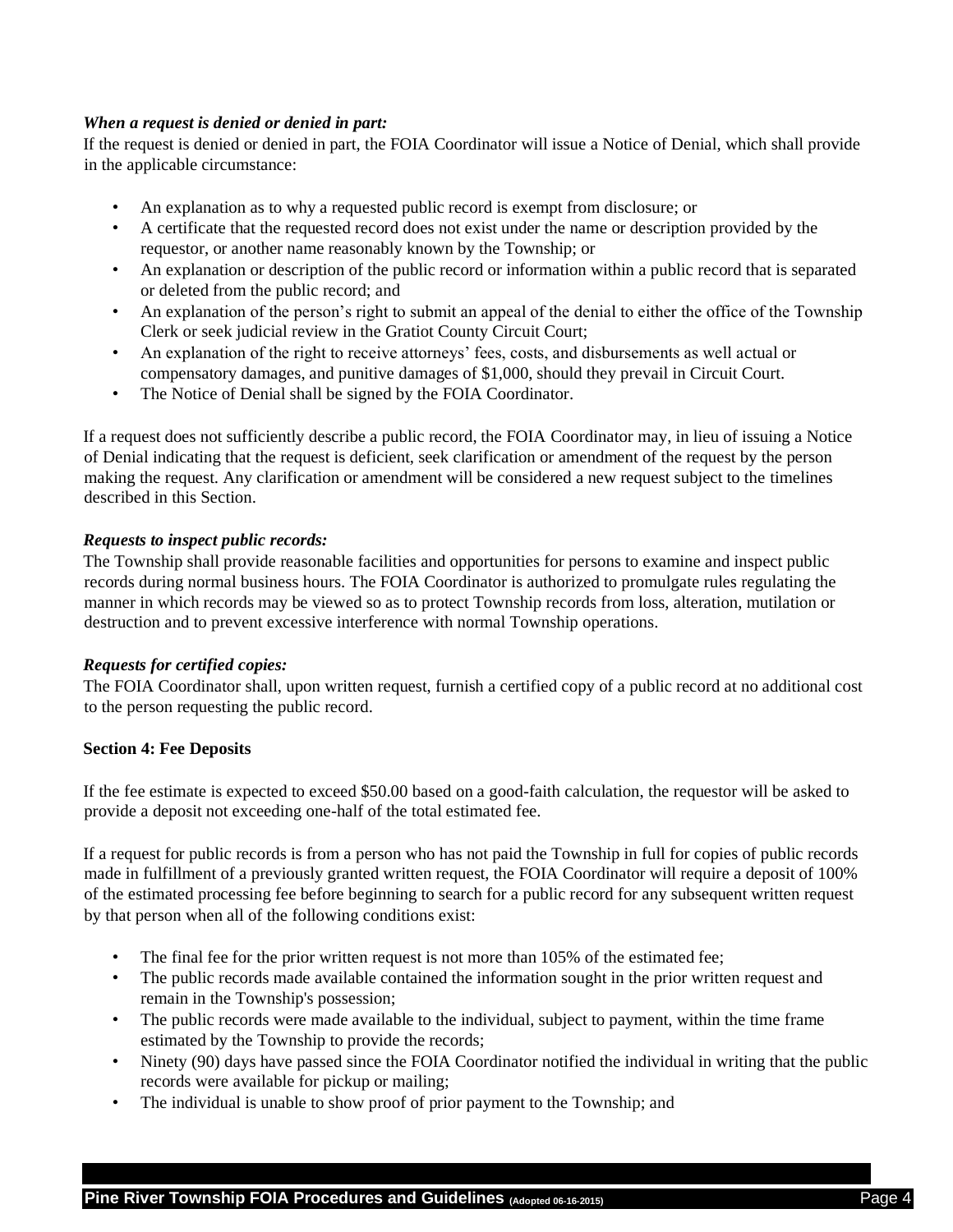***When a request is denied or denied in part:***

If the request is denied or denied in part, the FOIA Coordinator will issue a Notice of Denial, which shall provide in the applicable circumstance:

- An explanation as to why a requested public record is exempt from disclosure; or
- A certificate that the requested record does not exist under the name or description provided by the requestor, or another name reasonably known by the Township; or
- An explanation or description of the public record or information within a public record that is separated or deleted from the public record; and
- An explanation of the person's right to submit an appeal of the denial to either the office of the Township Clerk or seek judicial review in the Gratiot County Circuit Court;
- An explanation of the right to receive attorneys' fees, costs, and disbursements as well actual or compensatory damages, and punitive damages of $1,000, should they prevail in Circuit Court.
- The Notice of Denial shall be signed by the FOIA Coordinator.

If a request does not sufficiently describe a public record, the FOIA Coordinator may, in lieu of issuing a Notice of Denial indicating that the request is deficient, seek clarification or amendment of the request by the person making the request. Any clarification or amendment will be considered a new request subject to the timelines described in this Section.

***Requests to inspect public records:***

The Township shall provide reasonable facilities and opportunities for persons to examine and inspect public records during normal business hours. The FOIA Coordinator is authorized to promulgate rules regulating the manner in which records may be viewed so as to protect Township records from loss, alteration, mutilation or destruction and to prevent excessive interference with normal Township operations.

***Requests for certified copies:***

The FOIA Coordinator shall, upon written request, furnish a certified copy of a public record at no additional cost to the person requesting the public record.

**Section 4: Fee Deposits**

If the fee estimate is expected to exceed $50.00 based on a good-faith calculation, the requestor will be asked to provide a deposit not exceeding one-half of the total estimated fee.

If a request for public records is from a person who has not paid the Township in full for copies of public records made in fulfillment of a previously granted written request, the FOIA Coordinator will require a deposit of 100% of the estimated processing fee before beginning to search for a public record for any subsequent written request by that person when all of the following conditions exist:

- The final fee for the prior written request is not more than 105% of the estimated fee;
- The public records made available contained the information sought in the prior written request and remain in the Township's possession;
- The public records were made available to the individual, subject to payment, within the time frame estimated by the Township to provide the records;
- Ninety (90) days have passed since the FOIA Coordinator notified the individual in writing that the public records were available for pickup or mailing;
- The individual is unable to show proof of prior payment to the Township; and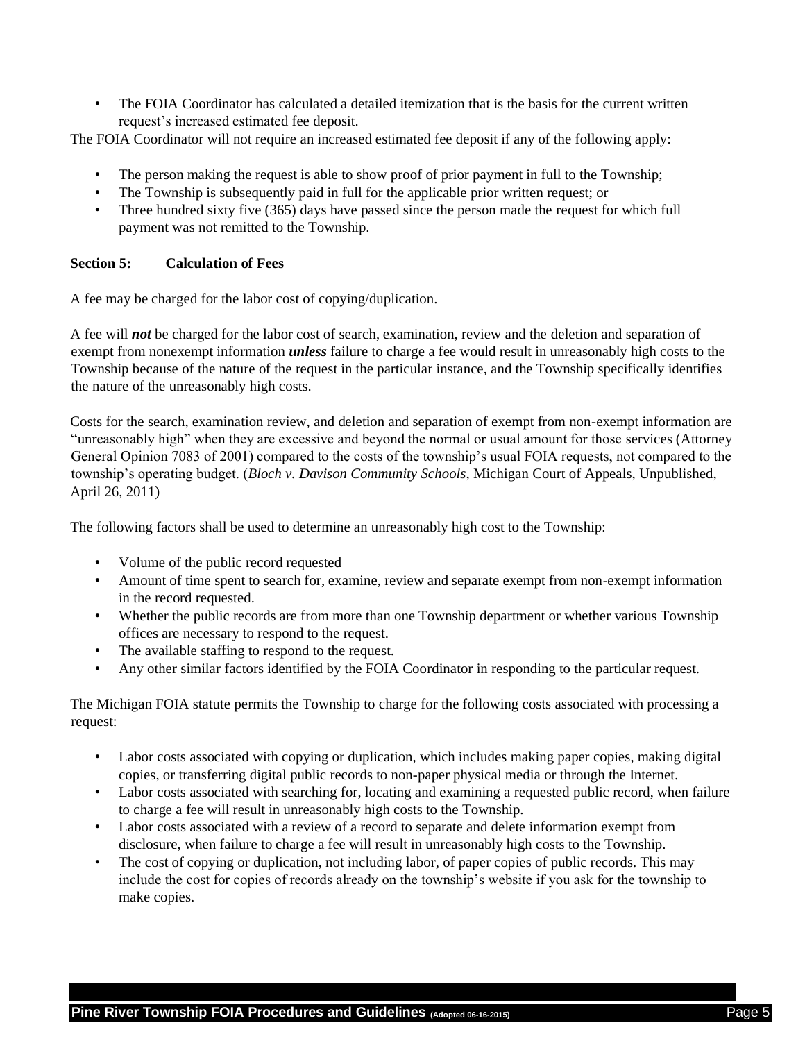- The FOIA Coordinator has calculated a detailed itemization that is the basis for the current written request's increased estimated fee deposit.

The FOIA Coordinator will not require an increased estimated fee deposit if any of the following apply:

- The person making the request is able to show proof of prior payment in full to the Township;
- The Township is subsequently paid in full for the applicable prior written request; or
- Three hundred sixty five (365) days have passed since the person made the request for which full payment was not remitted to the Township.

### Section 5: Calculation of Fees

A fee may be charged for the labor cost of copying/duplication.

A fee will ***not*** be charged for the labor cost of search, examination, review and the deletion and separation of exempt from nonexempt information ***unless*** failure to charge a fee would result in unreasonably high costs to the Township because of the nature of the request in the particular instance, and the Township specifically identifies the nature of the unreasonably high costs.

Costs for the search, examination review, and deletion and separation of exempt from non-exempt information are "unreasonably high" when they are excessive and beyond the normal or usual amount for those services (Attorney General Opinion 7083 of 2001) compared to the costs of the township's usual FOIA requests, not compared to the township's operating budget. (*Bloch v. Davison Community Schools*, Michigan Court of Appeals, Unpublished, April 26, 2011)

The following factors shall be used to determine an unreasonably high cost to the Township:

- Volume of the public record requested
- Amount of time spent to search for, examine, review and separate exempt from non-exempt information in the record requested.
- Whether the public records are from more than one Township department or whether various Township offices are necessary to respond to the request.
- The available staffing to respond to the request.
- Any other similar factors identified by the FOIA Coordinator in responding to the particular request.

The Michigan FOIA statute permits the Township to charge for the following costs associated with processing a request:

- Labor costs associated with copying or duplication, which includes making paper copies, making digital copies, or transferring digital public records to non-paper physical media or through the Internet.
- Labor costs associated with searching for, locating and examining a requested public record, when failure to charge a fee will result in unreasonably high costs to the Township.
- Labor costs associated with a review of a record to separate and delete information exempt from disclosure, when failure to charge a fee will result in unreasonably high costs to the Township.
- The cost of copying or duplication, not including labor, of paper copies of public records. This may include the cost for copies of records already on the township's website if you ask for the township to make copies.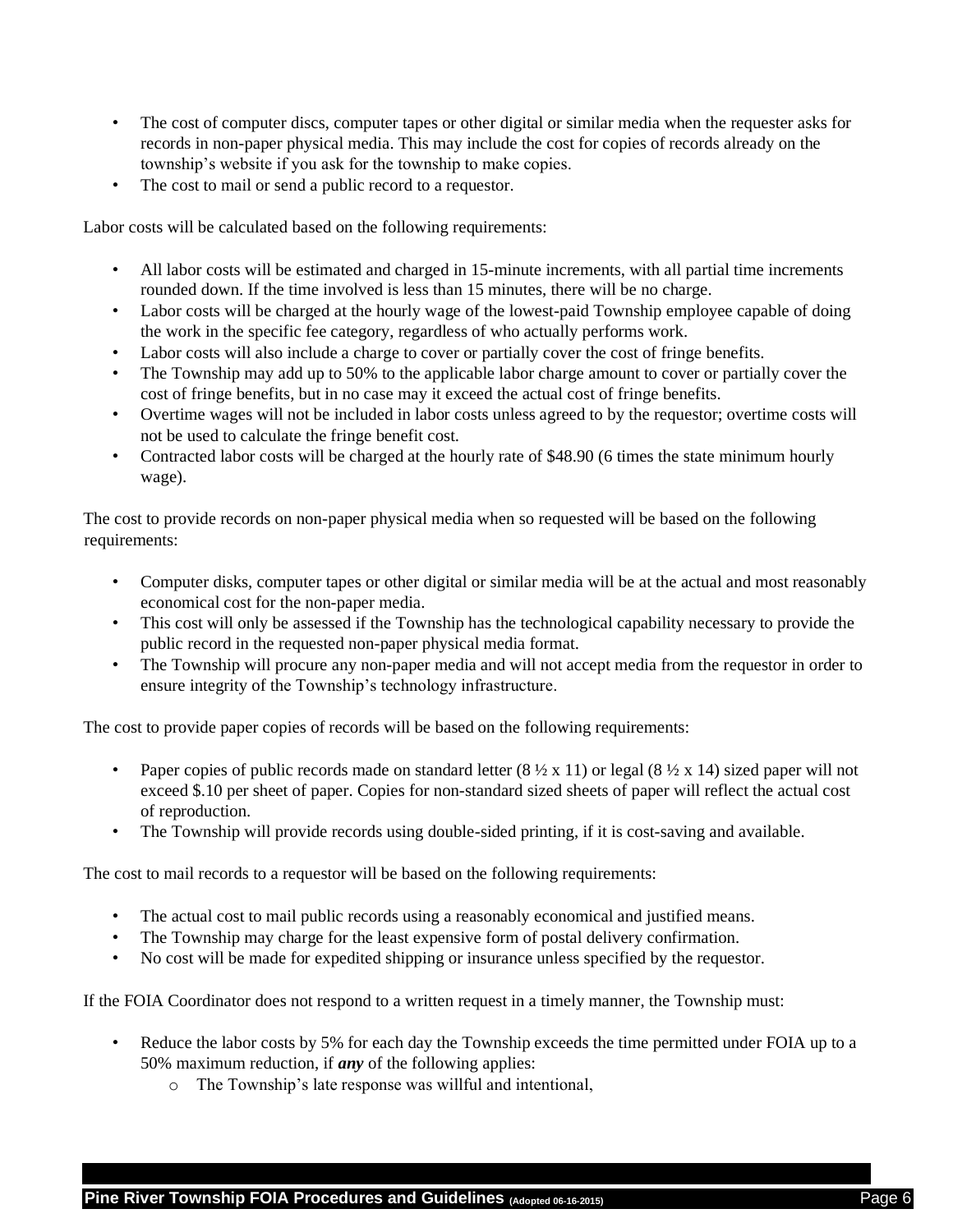- The cost of computer discs, computer tapes or other digital or similar media when the requester asks for records in non-paper physical media. This may include the cost for copies of records already on the township's website if you ask for the township to make copies.
- The cost to mail or send a public record to a requestor.

Labor costs will be calculated based on the following requirements:

- All labor costs will be estimated and charged in 15-minute increments, with all partial time increments rounded down. If the time involved is less than 15 minutes, there will be no charge.
- Labor costs will be charged at the hourly wage of the lowest-paid Township employee capable of doing the work in the specific fee category, regardless of who actually performs work.
- Labor costs will also include a charge to cover or partially cover the cost of fringe benefits.
- The Township may add up to 50% to the applicable labor charge amount to cover or partially cover the cost of fringe benefits, but in no case may it exceed the actual cost of fringe benefits.
- Overtime wages will not be included in labor costs unless agreed to by the requestor; overtime costs will not be used to calculate the fringe benefit cost.
- Contracted labor costs will be charged at the hourly rate of $48.90 (6 times the state minimum hourly wage).

The cost to provide records on non-paper physical media when so requested will be based on the following requirements:

- Computer disks, computer tapes or other digital or similar media will be at the actual and most reasonably economical cost for the non-paper media.
- This cost will only be assessed if the Township has the technological capability necessary to provide the public record in the requested non-paper physical media format.
- The Township will procure any non-paper media and will not accept media from the requestor in order to ensure integrity of the Township's technology infrastructure.

The cost to provide paper copies of records will be based on the following requirements:

- Paper copies of public records made on standard letter (8 ½ x 11) or legal (8 ½ x 14) sized paper will not exceed $.10 per sheet of paper. Copies for non-standard sized sheets of paper will reflect the actual cost of reproduction.
- The Township will provide records using double-sided printing, if it is cost-saving and available.

The cost to mail records to a requestor will be based on the following requirements:

- The actual cost to mail public records using a reasonably economical and justified means.
- The Township may charge for the least expensive form of postal delivery confirmation.
- No cost will be made for expedited shipping or insurance unless specified by the requestor.

If the FOIA Coordinator does not respond to a written request in a timely manner, the Township must:

- Reduce the labor costs by 5% for each day the Township exceeds the time permitted under FOIA up to a 50% maximum reduction, if ***any*** of the following applies:
  - The Township's late response was willful and intentional,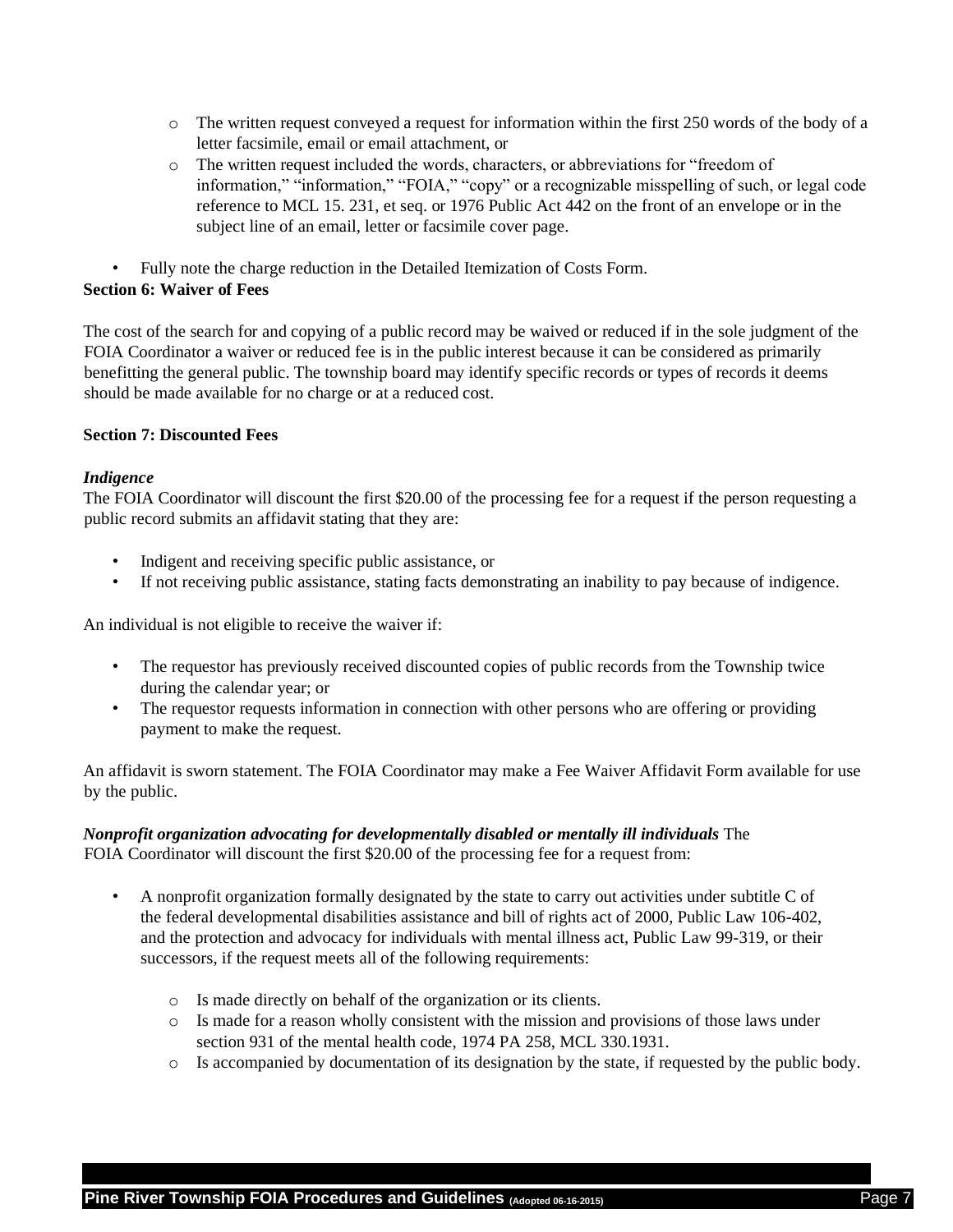- The written request conveyed a request for information within the first 250 words of the body of a letter facsimile, email or email attachment, or
  - The written request included the words, characters, or abbreviations for "freedom of information," "information," "FOIA," "copy" or a recognizable misspelling of such, or legal code reference to MCL 15. 231, et seq. or 1976 Public Act 442 on the front of an envelope or in the subject line of an email, letter or facsimile cover page.

- Fully note the charge reduction in the Detailed Itemization of Costs Form.

**Section 6: Waiver of Fees**

The cost of the search for and copying of a public record may be waived or reduced if in the sole judgment of the FOIA Coordinator a waiver or reduced fee is in the public interest because it can be considered as primarily benefitting the general public. The township board may identify specific records or types of records it deems should be made available for no charge or at a reduced cost.

**Section 7: Discounted Fees**

***Indigence***

The FOIA Coordinator will discount the first $20.00 of the processing fee for a request if the person requesting a public record submits an affidavit stating that they are:

- Indigent and receiving specific public assistance, or
- If not receiving public assistance, stating facts demonstrating an inability to pay because of indigence.

An individual is not eligible to receive the waiver if:

- The requestor has previously received discounted copies of public records from the Township twice during the calendar year; or
- The requestor requests information in connection with other persons who are offering or providing payment to make the request.

An affidavit is sworn statement. The FOIA Coordinator may make a Fee Waiver Affidavit Form available for use by the public.

***Nonprofit organization advocating for developmentally disabled or mentally ill individuals*** The FOIA Coordinator will discount the first $20.00 of the processing fee for a request from:

- A nonprofit organization formally designated by the state to carry out activities under subtitle C of the federal developmental disabilities assistance and bill of rights act of 2000, Public Law 106-402, and the protection and advocacy for individuals with mental illness act, Public Law 99-319, or their successors, if the request meets all of the following requirements:
  - Is made directly on behalf of the organization or its clients.
  - Is made for a reason wholly consistent with the mission and provisions of those laws under section 931 of the mental health code, 1974 PA 258, MCL 330.1931.
  - Is accompanied by documentation of its designation by the state, if requested by the public body.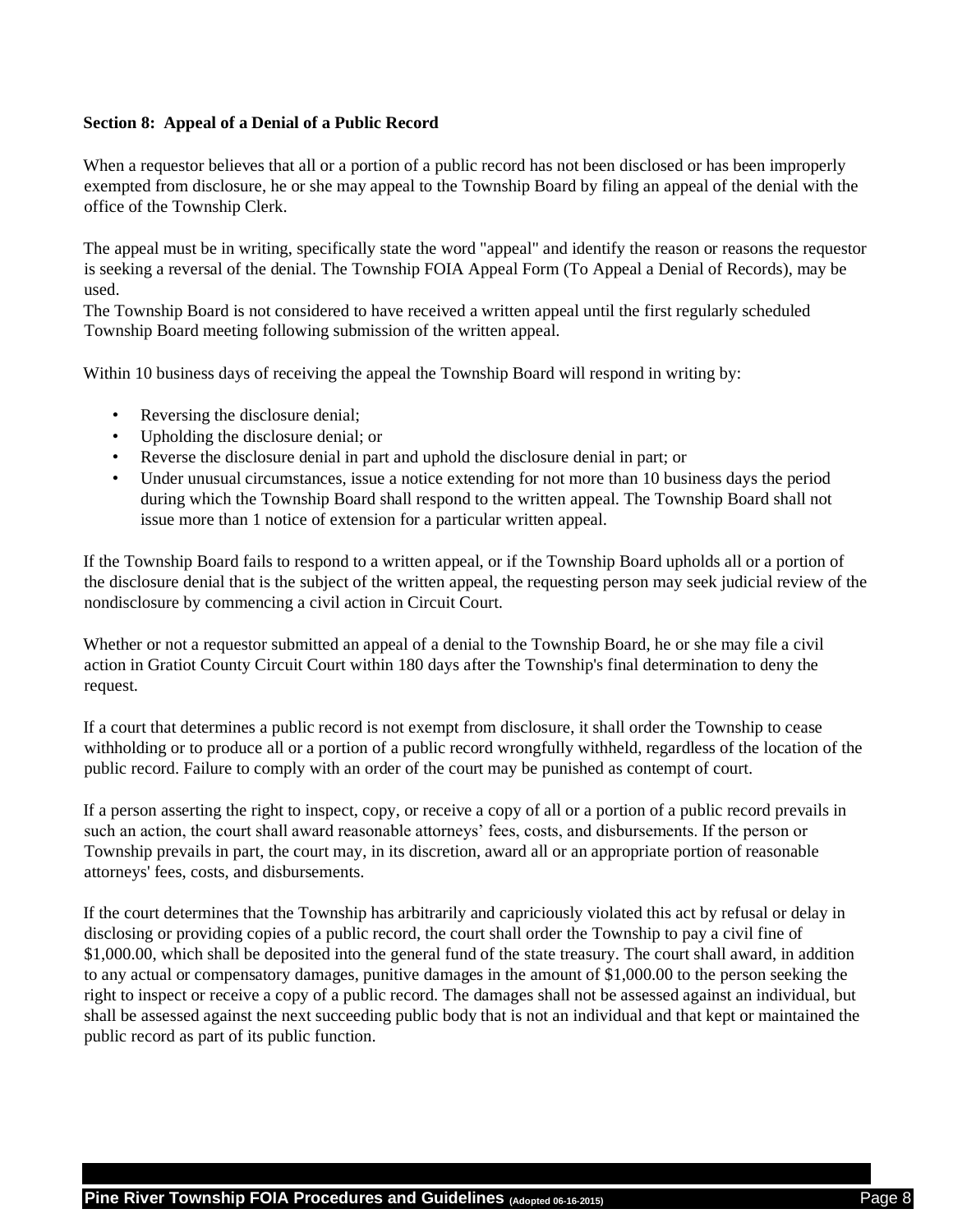**Section 8: Appeal of a Denial of a Public Record**

When a requestor believes that all or a portion of a public record has not been disclosed or has been improperly exempted from disclosure, he or she may appeal to the Township Board by filing an appeal of the denial with the office of the Township Clerk.

The appeal must be in writing, specifically state the word "appeal" and identify the reason or reasons the requestor is seeking a reversal of the denial. The Township FOIA Appeal Form (To Appeal a Denial of Records), may be used.
The Township Board is not considered to have received a written appeal until the first regularly scheduled Township Board meeting following submission of the written appeal.

Within 10 business days of receiving the appeal the Township Board will respond in writing by:

- Reversing the disclosure denial;
- Upholding the disclosure denial; or
- Reverse the disclosure denial in part and uphold the disclosure denial in part; or
- Under unusual circumstances, issue a notice extending for not more than 10 business days the period during which the Township Board shall respond to the written appeal. The Township Board shall not issue more than 1 notice of extension for a particular written appeal.

If the Township Board fails to respond to a written appeal, or if the Township Board upholds all or a portion of the disclosure denial that is the subject of the written appeal, the requesting person may seek judicial review of the nondisclosure by commencing a civil action in Circuit Court.

Whether or not a requestor submitted an appeal of a denial to the Township Board, he or she may file a civil action in Gratiot County Circuit Court within 180 days after the Township's final determination to deny the request.

If a court that determines a public record is not exempt from disclosure, it shall order the Township to cease withholding or to produce all or a portion of a public record wrongfully withheld, regardless of the location of the public record. Failure to comply with an order of the court may be punished as contempt of court.

If a person asserting the right to inspect, copy, or receive a copy of all or a portion of a public record prevails in such an action, the court shall award reasonable attorneys' fees, costs, and disbursements. If the person or Township prevails in part, the court may, in its discretion, award all or an appropriate portion of reasonable attorneys' fees, costs, and disbursements.

If the court determines that the Township has arbitrarily and capriciously violated this act by refusal or delay in disclosing or providing copies of a public record, the court shall order the Township to pay a civil fine of $1,000.00, which shall be deposited into the general fund of the state treasury. The court shall award, in addition to any actual or compensatory damages, punitive damages in the amount of $1,000.00 to the person seeking the right to inspect or receive a copy of a public record. The damages shall not be assessed against an individual, but shall be assessed against the next succeeding public body that is not an individual and that kept or maintained the public record as part of its public function.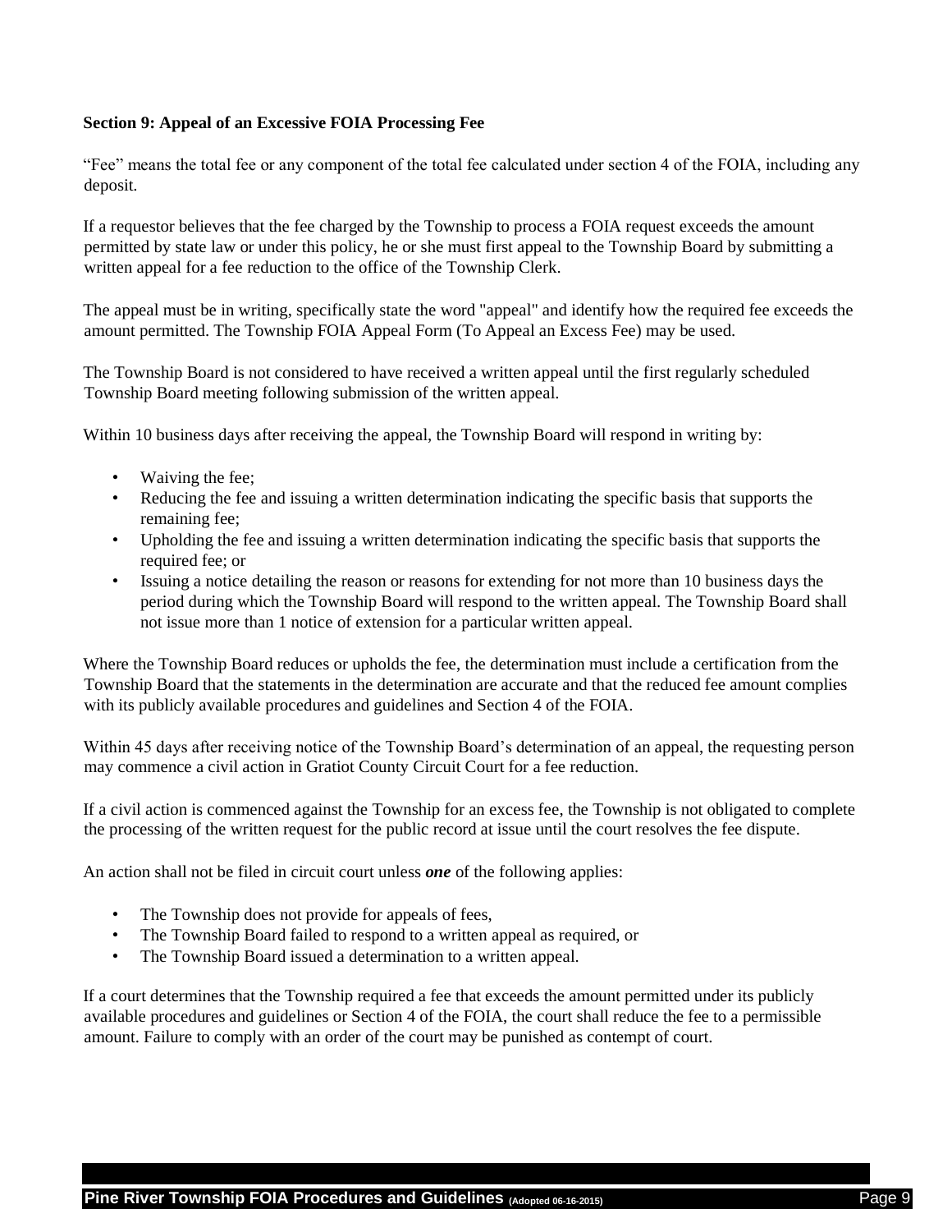**Section 9: Appeal of an Excessive FOIA Processing Fee**

"Fee" means the total fee or any component of the total fee calculated under section 4 of the FOIA, including any deposit.

If a requestor believes that the fee charged by the Township to process a FOIA request exceeds the amount permitted by state law or under this policy, he or she must first appeal to the Township Board by submitting a written appeal for a fee reduction to the office of the Township Clerk.

The appeal must be in writing, specifically state the word "appeal" and identify how the required fee exceeds the amount permitted. The Township FOIA Appeal Form (To Appeal an Excess Fee) may be used.

The Township Board is not considered to have received a written appeal until the first regularly scheduled Township Board meeting following submission of the written appeal.

Within 10 business days after receiving the appeal, the Township Board will respond in writing by:

- Waiving the fee;
- Reducing the fee and issuing a written determination indicating the specific basis that supports the remaining fee;
- Upholding the fee and issuing a written determination indicating the specific basis that supports the required fee; or
- Issuing a notice detailing the reason or reasons for extending for not more than 10 business days the period during which the Township Board will respond to the written appeal. The Township Board shall not issue more than 1 notice of extension for a particular written appeal.

Where the Township Board reduces or upholds the fee, the determination must include a certification from the Township Board that the statements in the determination are accurate and that the reduced fee amount complies with its publicly available procedures and guidelines and Section 4 of the FOIA.

Within 45 days after receiving notice of the Township Board's determination of an appeal, the requesting person may commence a civil action in Gratiot County Circuit Court for a fee reduction.

If a civil action is commenced against the Township for an excess fee, the Township is not obligated to complete the processing of the written request for the public record at issue until the court resolves the fee dispute.

An action shall not be filed in circuit court unless ***one*** of the following applies:

- The Township does not provide for appeals of fees,
- The Township Board failed to respond to a written appeal as required, or
- The Township Board issued a determination to a written appeal.

If a court determines that the Township required a fee that exceeds the amount permitted under its publicly available procedures and guidelines or Section 4 of the FOIA, the court shall reduce the fee to a permissible amount. Failure to comply with an order of the court may be punished as contempt of court.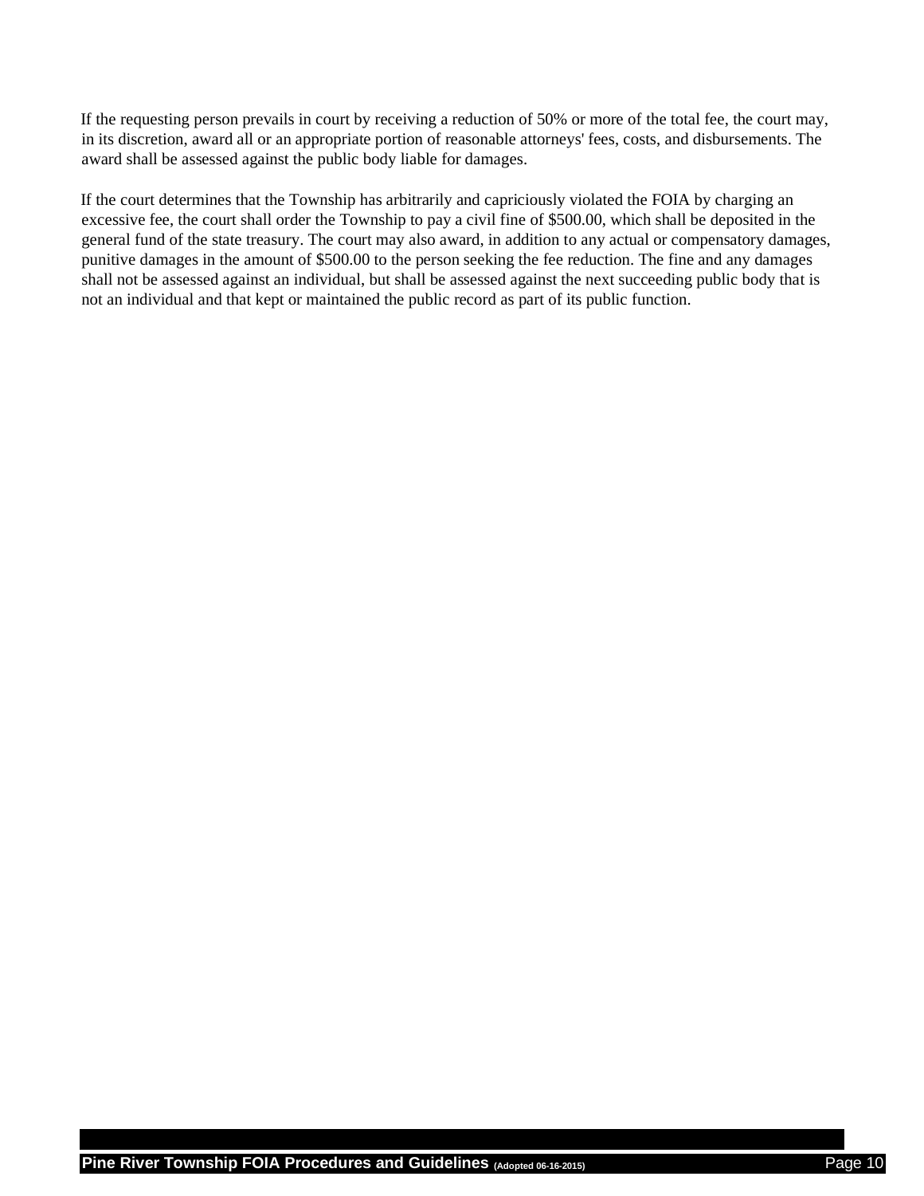If the requesting person prevails in court by receiving a reduction of 50% or more of the total fee, the court may, in its discretion, award all or an appropriate portion of reasonable attorneys' fees, costs, and disbursements. The award shall be assessed against the public body liable for damages.

If the court determines that the Township has arbitrarily and capriciously violated the FOIA by charging an excessive fee, the court shall order the Township to pay a civil fine of $500.00, which shall be deposited in the general fund of the state treasury. The court may also award, in addition to any actual or compensatory damages, punitive damages in the amount of $500.00 to the person seeking the fee reduction. The fine and any damages shall not be assessed against an individual, but shall be assessed against the next succeeding public body that is not an individual and that kept or maintained the public record as part of its public function.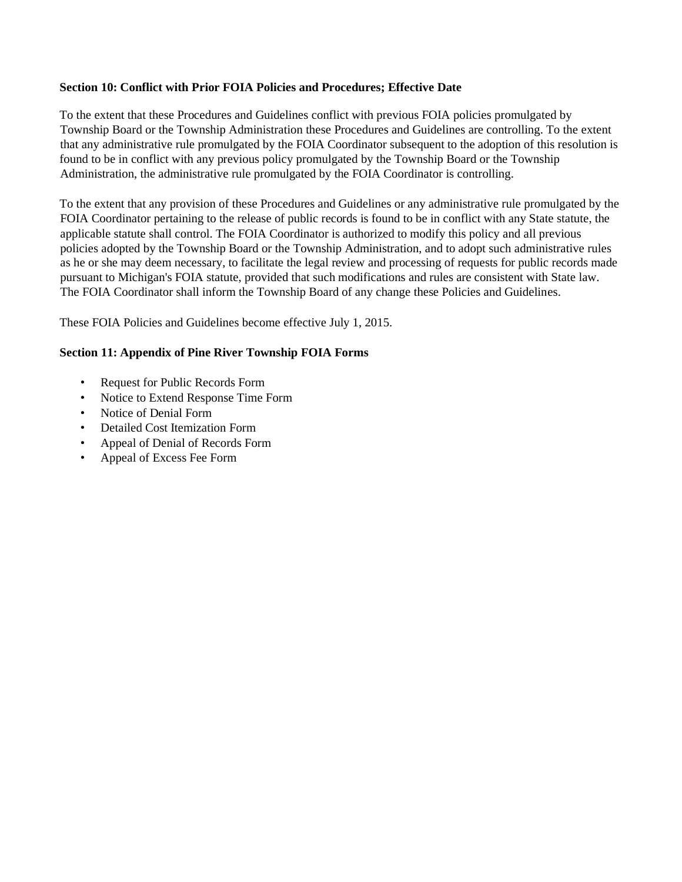**Section 10: Conflict with Prior FOIA Policies and Procedures; Effective Date**

To the extent that these Procedures and Guidelines conflict with previous FOIA policies promulgated by Township Board or the Township Administration these Procedures and Guidelines are controlling. To the extent that any administrative rule promulgated by the FOIA Coordinator subsequent to the adoption of this resolution is found to be in conflict with any previous policy promulgated by the Township Board or the Township Administration, the administrative rule promulgated by the FOIA Coordinator is controlling.

To the extent that any provision of these Procedures and Guidelines or any administrative rule promulgated by the FOIA Coordinator pertaining to the release of public records is found to be in conflict with any State statute, the applicable statute shall control. The FOIA Coordinator is authorized to modify this policy and all previous policies adopted by the Township Board or the Township Administration, and to adopt such administrative rules as he or she may deem necessary, to facilitate the legal review and processing of requests for public records made pursuant to Michigan's FOIA statute, provided that such modifications and rules are consistent with State law. The FOIA Coordinator shall inform the Township Board of any change these Policies and Guidelines.

These FOIA Policies and Guidelines become effective July 1, 2015.

**Section 11: Appendix of Pine River Township FOIA Forms**

- Request for Public Records Form
- Notice to Extend Response Time Form
- Notice of Denial Form
- Detailed Cost Itemization Form
- Appeal of Denial of Records Form
- Appeal of Excess Fee Form